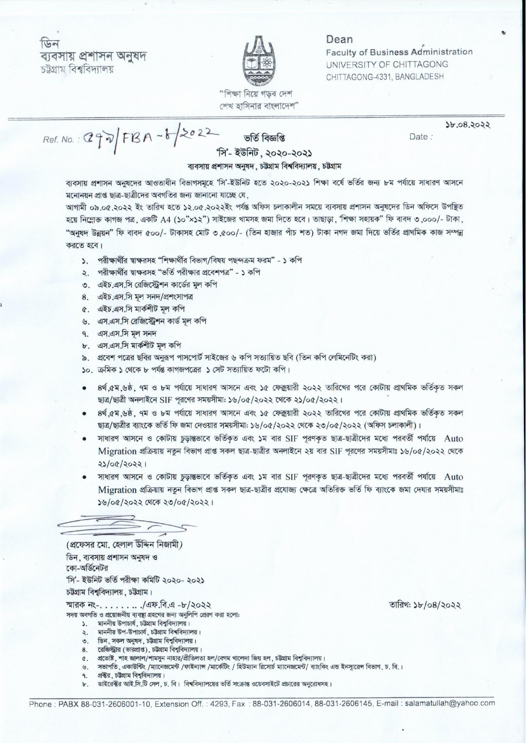ডিন
ব্যবসায় প্রশাসন অনুষদ
চট্টগ্রাম বিশ্ববিদ্যালয়

"শিক্ষা নিয়ে গড়ব দেশ
শেখ হাসিনার বাংলাদেশ"

Dean
Faculty of Business Administration
UNIVERSITY OF CHITTAGONG
CHITTAGONG-4331, BANGLADESH

Ref. No.: ৫৭৯/FBA-৮/2022

Date: ১৮.০৪.২০২২

# ভর্তি বিজ্ঞপ্তি

## 'সি'- ইউনিট, ২০২০-২০২১

### ব্যবসায় প্রশাসন অনুষদ, চট্টগ্রাম বিশ্ববিদ্যালয়, চট্টগ্রাম

ব্যবসায় প্রশাসন অনুষদের আওতাধীন বিভাগসমূহে 'সি'-ইউনিট হতে ২০২০-২০২১ শিক্ষা বর্ষে ভর্তির জন্য ৮ম পর্যায়ে সাধারণ আসনে মনোনয়ন প্রাপ্ত ছাত্র-ছাত্রীদের অবগতির জন্য জানানো যাচ্ছে যে,

আগামী ০৯.০৫.২০২২ ইং তারিখ হতে ১২.০৫.২০২২ইং পর্যন্ত অফিস চলাকালীন সময়ে ব্যবসায় প্রশাসন অনুষদের ডিন অফিসে উপস্থিত হয়ে নিম্নোক্ত কাগজ পত্র, একটি A4 (১০"×১২") সাইজের খামসহ জমা দিতে হবে। তাছাড়া, "শিক্ষা সহায়ক" ফি বাবদ ৩,০০০/- টাকা, "অনুষদ উন্নয়ন" ফি বাবদ ৫০০/- টাকাসহ মোট ৩,৫০০/- (তিন হাজার পাঁচ শত) টাকা নগদ জমা দিয়ে ভর্তির প্রাথমিক কাজ সম্পন্ন করতে হবে।

১. পরীক্ষার্থীর স্বাক্ষরসহ "শিক্ষার্থীর বিভাগ/বিষয় পছন্দক্রম ফরম" - ১ কপি
২. পরীক্ষার্থীর স্বাক্ষরসহ "ভর্তি পরীক্ষার প্রবেশপত্র" - ১ কপি
৩. এইচ.এস.সি রেজিস্ট্রেশন কার্ডের মূল কপি
৪. এইচ.এস.সি মূল সনদ/প্রশংসাপত্র
৫. এইচ.এস.সি মার্কশীট মূল কপি
৬. এস.এস.সি রেজিস্ট্রেশন কার্ড মূল কপি
৭. এস.এস.সি মূল সনদ
৮. এস.এস.সি মার্কশীট মূল কপি
৯. প্রবেশ পত্রের ছবির অনুরূপ পাসপোর্ট সাইজের ৬ কপি সত্যায়িত ছবি (তিন কপি লেমিনেটিং করা)
১০. ক্রমিক ১ থেকে ৮ পর্যন্ত কাগজপত্রের ১ সেট সত্যায়িত ফটো কপি।

- ৪র্থ,৫ম,৬ষ্ঠ, ৭ম ও ৮ম পর্যায়ে সাধারণ আসনে এবং ১৫ ফেব্রুয়ারী ২০২২ তারিখের পরে কোটায় প্রাথমিক ভর্তিকৃত সকল ছাত্র/ছাত্রী অনলাইনে SIF পূরণের সময়সীমা: ১৬/০৫/২০২২ থেকে ২১/০৫/২০২২।
- ৪র্থ,৫ম,৬ষ্ঠ, ৭ম ও ৮ম পর্যায়ে সাধারণ আসনে এবং ১৫ ফেব্রুয়ারী ২০২২ তারিখের পরে কোটায় প্রাথমিক ভর্তিকৃত সকল ছাত্র/ছাত্রীর ব্যাংকে ভর্তি ফি জমা দেওয়ার সময়সীমা: ১৬/০৫/২০২২ থেকে ২৩/০৫/২০২২ (অফিস চলাকালী)।
- সাধারণ আসনে ও কোটায় চূড়ান্তভাবে ভর্তিকৃত এবং ১ম বার SIF পূরণকৃত ছাত্র-ছাত্রীদের মধ্যে পরবর্তী পর্যায়ে Auto Migration প্রক্রিয়ায় নতুন বিভাগ প্রাপ্ত সকল ছাত্র-ছাত্রীর অনলাইনে ২য় বার SIF পূরণের সময়সীমাঃ ১৬/০৫/২০২২ থেকে ২১/০৫/২০২২।
- সাধারণ আসনে ও কোটায় চূড়ান্তভাবে ভর্তিকৃত এবং ১ম বার SIF পূরণকৃত ছাত্র-ছাত্রীদের মধ্যে পরবর্তী পর্যায়ে Auto Migration প্রক্রিয়ায় নতুন বিভাগ প্রাপ্ত সকল ছাত্র-ছাত্রীর প্রযোজ্য ক্ষেত্রে অতিরিক্ত ভর্তি ফি ব্যাংকে জমা দেযার সময়সীমাঃ ১৬/০৫/২০২২ থেকে ২৩/০৫/২০২২।

(প্রফেসর মো. হেলাল উদ্দিন নিজামী)
ডিন, ব্যবসায় প্রশাসন অনুষদ ও
কো-অর্ডিনেটর
'সি'- ইউনিট ভর্তি পরীক্ষা কমিটি ২০২০- ২০২১
চট্টগ্রাম বিশ্ববিদ্যালয়, চট্টগ্রাম।

স্মারক নং-......../এফ.বি.এ -৮/২০২২ তারিখ: ১৮/০৪/২০২২

সদয় অবগতি ও প্রয়োজনীয় ব্যবস্থা গ্রহণের জন্য অনুলিপি প্রেরণ করা হলো:

১. মাননীয় উপাচার্য, চট্টগ্রাম বিশ্ববিদ্যালয়।
২. মাননীয় উপ-উপাচার্য, চট্টগ্রাম বিশ্ববিদ্যালয়।
৩. ডিন, সকল অনুষদ, চট্টগ্রাম বিশ্ববিদ্যালয়।
৪. রেজিস্ট্রার (ভারপ্রাপ্ত), চট্টগ্রাম বিশ্ববিদ্যালয়।
৫. প্রভোস্ট, শাহ জালাল/শামসুন নাহার/প্রীতিলতা হল/বেগম খালেদা জিয় হল, চট্টগ্রাম বিশ্ববিদ্যালয়।
৬. সভাপতি, একাউন্টিং /ম্যানেজমেন্ট /ফাইন্যান্স /মার্কেটিং / হিউম্যান রিসোর্স ম্যানেজমেন্ট/ ব্যাংকিং এন্ড ইনস্যুরেন্স বিভাগ, চ. বি.।
৭. প্রক্টর, চট্টগ্রাম বিশ্ববিদ্যালয়।
৮. ডাইরেক্টর আই.সি.টি সেল, চ. বি। বিশ্ববিদ্যালয়ের ভর্তি সংক্রান্ত ওয়েবসাইটে প্রচারের অনুরোধসহ।

Phone : PABX 88-031-2606001-10, Extension Off. : 4293, Fax : 88-031-2606014, 88-031-2606145, E-mail : salamatullah@yahoo.com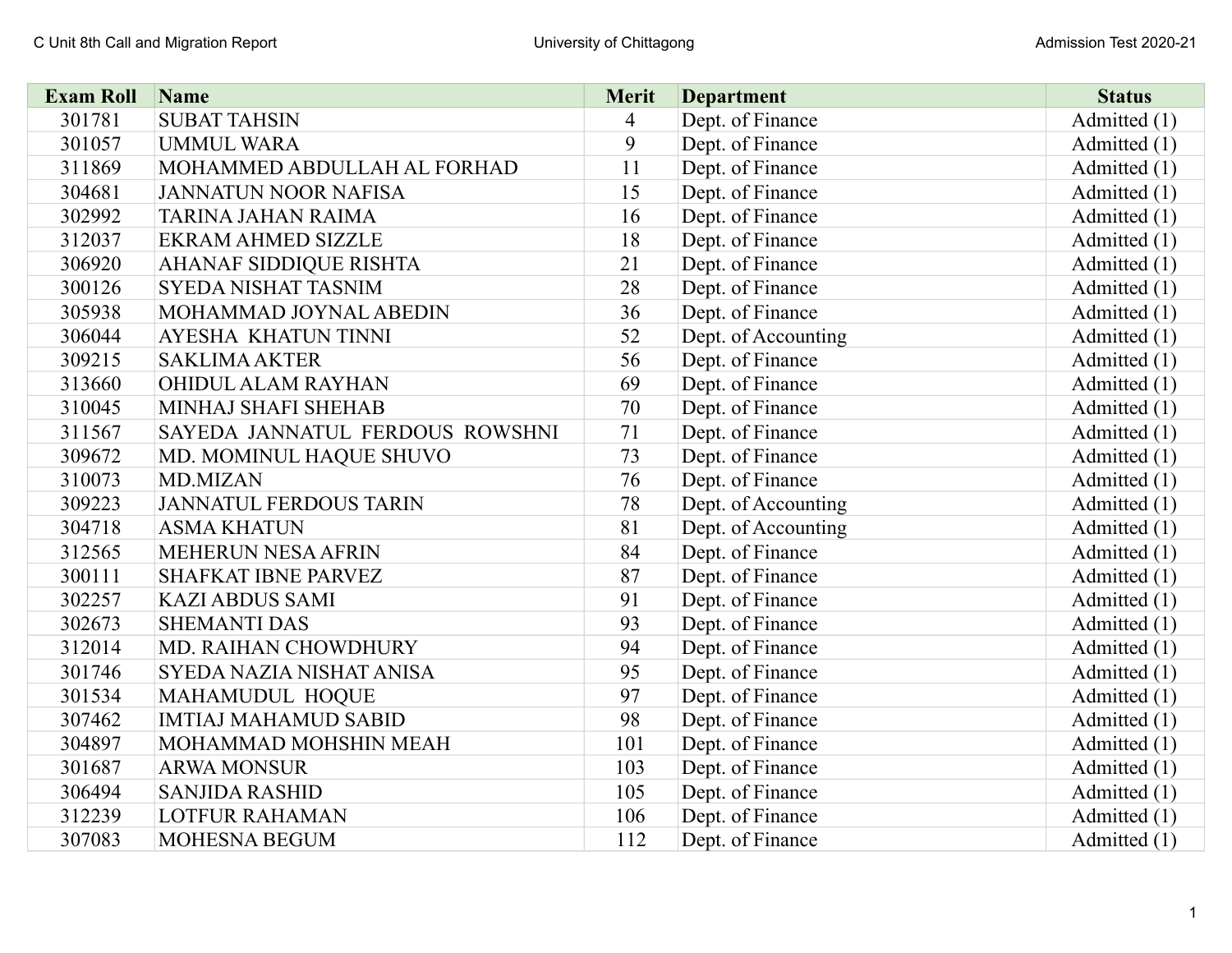| Exam Roll | Name | Merit | Department | Status |
|---|---|---|---|---|
| 301781 | SUBAT TAHSIN | 4 | Dept. of Finance | Admitted (1) |
| 301057 | UMMUL WARA | 9 | Dept. of Finance | Admitted (1) |
| 311869 | MOHAMMED ABDULLAH AL FORHAD | 11 | Dept. of Finance | Admitted (1) |
| 304681 | JANNATUN NOOR NAFISA | 15 | Dept. of Finance | Admitted (1) |
| 302992 | TARINA JAHAN RAIMA | 16 | Dept. of Finance | Admitted (1) |
| 312037 | EKRAM AHMED SIZZLE | 18 | Dept. of Finance | Admitted (1) |
| 306920 | AHANAF SIDDIQUE RISHTA | 21 | Dept. of Finance | Admitted (1) |
| 300126 | SYEDA NISHAT TASNIM | 28 | Dept. of Finance | Admitted (1) |
| 305938 | MOHAMMAD JOYNAL ABEDIN | 36 | Dept. of Finance | Admitted (1) |
| 306044 | AYESHA KHATUN TINNI | 52 | Dept. of Accounting | Admitted (1) |
| 309215 | SAKLIMA AKTER | 56 | Dept. of Finance | Admitted (1) |
| 313660 | OHIDUL ALAM RAYHAN | 69 | Dept. of Finance | Admitted (1) |
| 310045 | MINHAJ SHAFI SHEHAB | 70 | Dept. of Finance | Admitted (1) |
| 311567 | SAYEDA JANNATUL FERDOUS ROWSHNI | 71 | Dept. of Finance | Admitted (1) |
| 309672 | MD. MOMINUL HAQUE SHUVO | 73 | Dept. of Finance | Admitted (1) |
| 310073 | MD.MIZAN | 76 | Dept. of Finance | Admitted (1) |
| 309223 | JANNATUL FERDOUS TARIN | 78 | Dept. of Accounting | Admitted (1) |
| 304718 | ASMA KHATUN | 81 | Dept. of Accounting | Admitted (1) |
| 312565 | MEHERUN NESA AFRIN | 84 | Dept. of Finance | Admitted (1) |
| 300111 | SHAFKAT IBNE PARVEZ | 87 | Dept. of Finance | Admitted (1) |
| 302257 | KAZI ABDUS SAMI | 91 | Dept. of Finance | Admitted (1) |
| 302673 | SHEMANTI DAS | 93 | Dept. of Finance | Admitted (1) |
| 312014 | MD. RAIHAN CHOWDHURY | 94 | Dept. of Finance | Admitted (1) |
| 301746 | SYEDA NAZIA NISHAT ANISA | 95 | Dept. of Finance | Admitted (1) |
| 301534 | MAHAMUDUL HOQUE | 97 | Dept. of Finance | Admitted (1) |
| 307462 | IMTIAJ MAHAMUD SABID | 98 | Dept. of Finance | Admitted (1) |
| 304897 | MOHAMMAD MOHSHIN MEAH | 101 | Dept. of Finance | Admitted (1) |
| 301687 | ARWA MONSUR | 103 | Dept. of Finance | Admitted (1) |
| 306494 | SANJIDA RASHID | 105 | Dept. of Finance | Admitted (1) |
| 312239 | LOTFUR RAHAMAN | 106 | Dept. of Finance | Admitted (1) |
| 307083 | MOHESNA BEGUM | 112 | Dept. of Finance | Admitted (1) |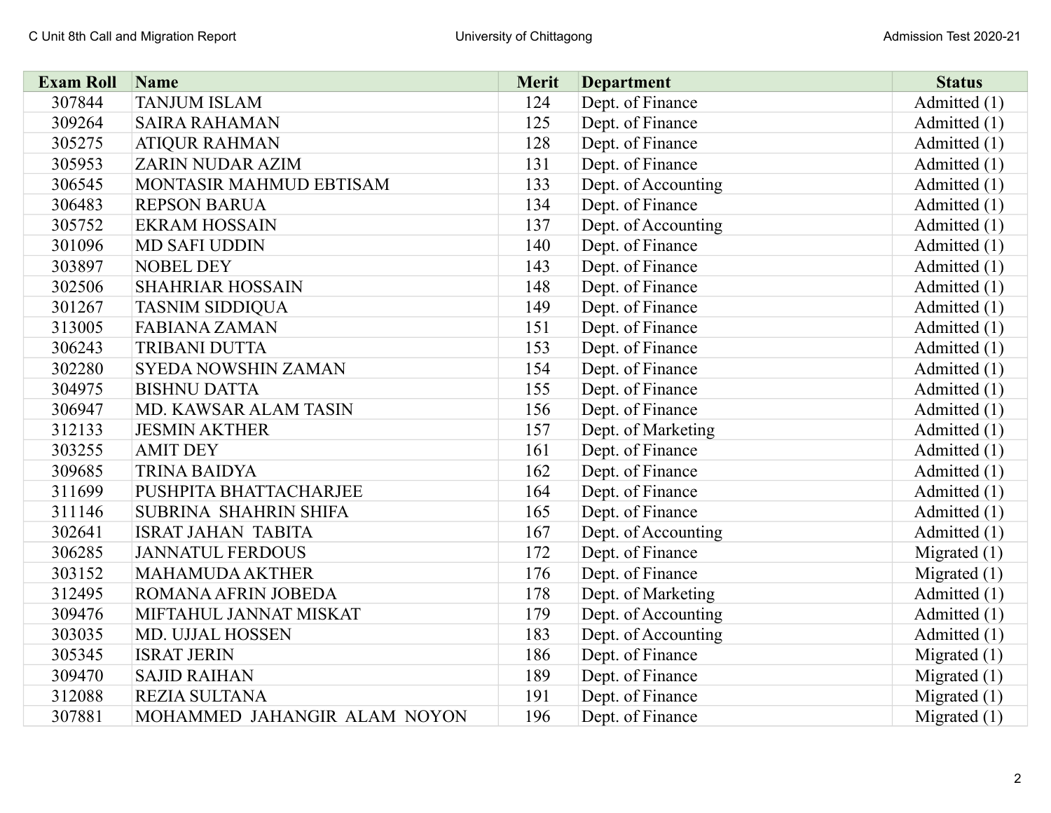| Exam Roll | Name | Merit | Department | Status |
|---|---|---|---|---|
| 307844 | TANJUM ISLAM | 124 | Dept. of Finance | Admitted (1) |
| 309264 | SAIRA RAHAMAN | 125 | Dept. of Finance | Admitted (1) |
| 305275 | ATIQUR RAHMAN | 128 | Dept. of Finance | Admitted (1) |
| 305953 | ZARIN NUDAR AZIM | 131 | Dept. of Finance | Admitted (1) |
| 306545 | MONTASIR MAHMUD EBTISAM | 133 | Dept. of Accounting | Admitted (1) |
| 306483 | REPSON BARUA | 134 | Dept. of Finance | Admitted (1) |
| 305752 | EKRAM HOSSAIN | 137 | Dept. of Accounting | Admitted (1) |
| 301096 | MD SAFI UDDIN | 140 | Dept. of Finance | Admitted (1) |
| 303897 | NOBEL DEY | 143 | Dept. of Finance | Admitted (1) |
| 302506 | SHAHRIAR HOSSAIN | 148 | Dept. of Finance | Admitted (1) |
| 301267 | TASNIM SIDDIQUA | 149 | Dept. of Finance | Admitted (1) |
| 313005 | FABIANA ZAMAN | 151 | Dept. of Finance | Admitted (1) |
| 306243 | TRIBANI DUTTA | 153 | Dept. of Finance | Admitted (1) |
| 302280 | SYEDA NOWSHIN ZAMAN | 154 | Dept. of Finance | Admitted (1) |
| 304975 | BISHNU DATTA | 155 | Dept. of Finance | Admitted (1) |
| 306947 | MD. KAWSAR ALAM TASIN | 156 | Dept. of Finance | Admitted (1) |
| 312133 | JESMIN AKTHER | 157 | Dept. of Marketing | Admitted (1) |
| 303255 | AMIT DEY | 161 | Dept. of Finance | Admitted (1) |
| 309685 | TRINA BAIDYA | 162 | Dept. of Finance | Admitted (1) |
| 311699 | PUSHPITA BHATTACHARJEE | 164 | Dept. of Finance | Admitted (1) |
| 311146 | SUBRINA SHAHRIN SHIFA | 165 | Dept. of Finance | Admitted (1) |
| 302641 | ISRAT JAHAN TABITA | 167 | Dept. of Accounting | Admitted (1) |
| 306285 | JANNATUL FERDOUS | 172 | Dept. of Finance | Migrated (1) |
| 303152 | MAHAMUDA AKTHER | 176 | Dept. of Finance | Migrated (1) |
| 312495 | ROMANA AFRIN JOBEDA | 178 | Dept. of Marketing | Admitted (1) |
| 309476 | MIFTAHUL JANNAT MISKAT | 179 | Dept. of Accounting | Admitted (1) |
| 303035 | MD. UJJAL HOSSEN | 183 | Dept. of Accounting | Admitted (1) |
| 305345 | ISRAT JERIN | 186 | Dept. of Finance | Migrated (1) |
| 309470 | SAJID RAIHAN | 189 | Dept. of Finance | Migrated (1) |
| 312088 | REZIA SULTANA | 191 | Dept. of Finance | Migrated (1) |
| 307881 | MOHAMMED JAHANGIR ALAM NOYON | 196 | Dept. of Finance | Migrated (1) |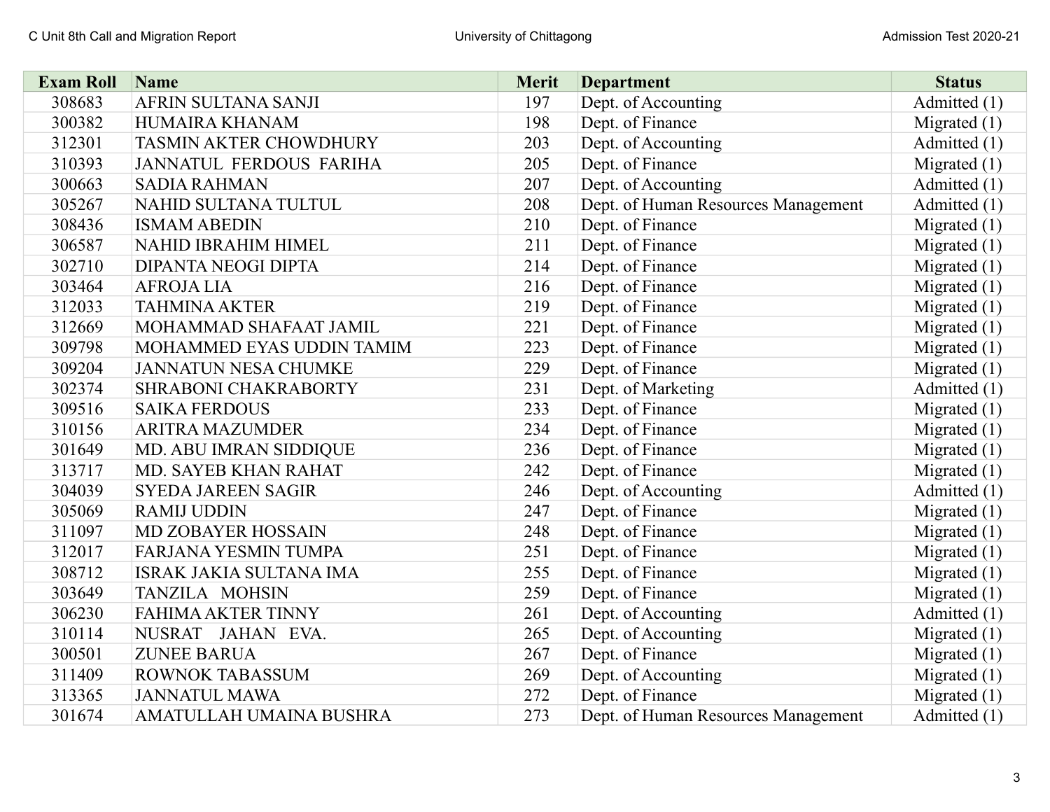| Exam Roll | Name | Merit | Department | Status |
|---|---|---|---|---|
| 308683 | AFRIN SULTANA SANJI | 197 | Dept. of Accounting | Admitted (1) |
| 300382 | HUMAIRA KHANAM | 198 | Dept. of Finance | Migrated (1) |
| 312301 | TASMIN AKTER CHOWDHURY | 203 | Dept. of Accounting | Admitted (1) |
| 310393 | JANNATUL FERDOUS FARIHA | 205 | Dept. of Finance | Migrated (1) |
| 300663 | SADIA RAHMAN | 207 | Dept. of Accounting | Admitted (1) |
| 305267 | NAHID SULTANA TULTUL | 208 | Dept. of Human Resources Management | Admitted (1) |
| 308436 | ISMAM ABEDIN | 210 | Dept. of Finance | Migrated (1) |
| 306587 | NAHID IBRAHIM HIMEL | 211 | Dept. of Finance | Migrated (1) |
| 302710 | DIPANTA NEOGI DIPTA | 214 | Dept. of Finance | Migrated (1) |
| 303464 | AFROJA LIA | 216 | Dept. of Finance | Migrated (1) |
| 312033 | TAHMINA AKTER | 219 | Dept. of Finance | Migrated (1) |
| 312669 | MOHAMMAD SHAFAAT JAMIL | 221 | Dept. of Finance | Migrated (1) |
| 309798 | MOHAMMED EYAS UDDIN TAMIM | 223 | Dept. of Finance | Migrated (1) |
| 309204 | JANNATUN NESA CHUMKE | 229 | Dept. of Finance | Migrated (1) |
| 302374 | SHRABONI CHAKRABORTY | 231 | Dept. of Marketing | Admitted (1) |
| 309516 | SAIKA FERDOUS | 233 | Dept. of Finance | Migrated (1) |
| 310156 | ARITRA MAZUMDER | 234 | Dept. of Finance | Migrated (1) |
| 301649 | MD. ABU IMRAN SIDDIQUE | 236 | Dept. of Finance | Migrated (1) |
| 313717 | MD. SAYEB KHAN RAHAT | 242 | Dept. of Finance | Migrated (1) |
| 304039 | SYEDA JAREEN SAGIR | 246 | Dept. of Accounting | Admitted (1) |
| 305069 | RAMIJ UDDIN | 247 | Dept. of Finance | Migrated (1) |
| 311097 | MD ZOBAYER HOSSAIN | 248 | Dept. of Finance | Migrated (1) |
| 312017 | FARJANA YESMIN TUMPA | 251 | Dept. of Finance | Migrated (1) |
| 308712 | ISRAK JAKIA SULTANA IMA | 255 | Dept. of Finance | Migrated (1) |
| 303649 | TANZILA MOHSIN | 259 | Dept. of Finance | Migrated (1) |
| 306230 | FAHIMA AKTER TINNY | 261 | Dept. of Accounting | Admitted (1) |
| 310114 | NUSRAT JAHAN EVA. | 265 | Dept. of Accounting | Migrated (1) |
| 300501 | ZUNEE BARUA | 267 | Dept. of Finance | Migrated (1) |
| 311409 | ROWNOK TABASSUM | 269 | Dept. of Accounting | Migrated (1) |
| 313365 | JANNATUL MAWA | 272 | Dept. of Finance | Migrated (1) |
| 301674 | AMATULLAH UMAINA BUSHRA | 273 | Dept. of Human Resources Management | Admitted (1) |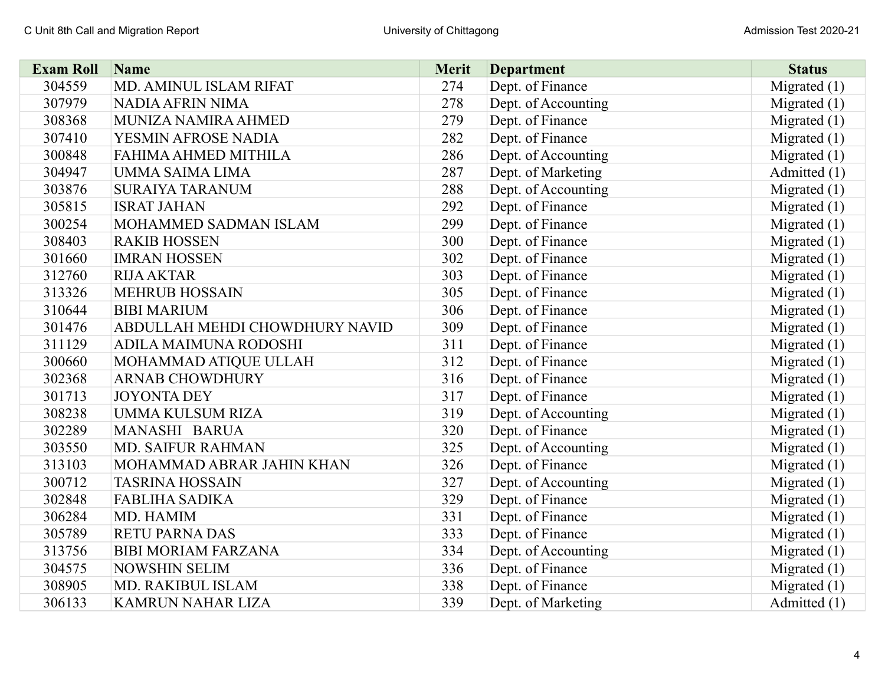| Exam Roll | Name | Merit | Department | Status |
| --- | --- | --- | --- | --- |
| 304559 | MD. AMINUL ISLAM RIFAT | 274 | Dept. of Finance | Migrated (1) |
| 307979 | NADIA AFRIN NIMA | 278 | Dept. of Accounting | Migrated (1) |
| 308368 | MUNIZA NAMIRA AHMED | 279 | Dept. of Finance | Migrated (1) |
| 307410 | YESMIN AFROSE NADIA | 282 | Dept. of Finance | Migrated (1) |
| 300848 | FAHIMA AHMED MITHILA | 286 | Dept. of Accounting | Migrated (1) |
| 304947 | UMMA SAIMA LIMA | 287 | Dept. of Marketing | Admitted (1) |
| 303876 | SURAIYA TARANUM | 288 | Dept. of Accounting | Migrated (1) |
| 305815 | ISRAT JAHAN | 292 | Dept. of Finance | Migrated (1) |
| 300254 | MOHAMMED SADMAN ISLAM | 299 | Dept. of Finance | Migrated (1) |
| 308403 | RAKIB HOSSEN | 300 | Dept. of Finance | Migrated (1) |
| 301660 | IMRAN HOSSEN | 302 | Dept. of Finance | Migrated (1) |
| 312760 | RIJA AKTAR | 303 | Dept. of Finance | Migrated (1) |
| 313326 | MEHRUB HOSSAIN | 305 | Dept. of Finance | Migrated (1) |
| 310644 | BIBI MARIUM | 306 | Dept. of Finance | Migrated (1) |
| 301476 | ABDULLAH MEHDI CHOWDHURY NAVID | 309 | Dept. of Finance | Migrated (1) |
| 311129 | ADILA MAIMUNA RODOSHI | 311 | Dept. of Finance | Migrated (1) |
| 300660 | MOHAMMAD ATIQUE ULLAH | 312 | Dept. of Finance | Migrated (1) |
| 302368 | ARNAB CHOWDHURY | 316 | Dept. of Finance | Migrated (1) |
| 301713 | JOYONTA DEY | 317 | Dept. of Finance | Migrated (1) |
| 308238 | UMMA KULSUM RIZA | 319 | Dept. of Accounting | Migrated (1) |
| 302289 | MANASHI BARUA | 320 | Dept. of Finance | Migrated (1) |
| 303550 | MD. SAIFUR RAHMAN | 325 | Dept. of Accounting | Migrated (1) |
| 313103 | MOHAMMAD ABRAR JAHIN KHAN | 326 | Dept. of Finance | Migrated (1) |
| 300712 | TASRINA HOSSAIN | 327 | Dept. of Accounting | Migrated (1) |
| 302848 | FABLIHA SADIKA | 329 | Dept. of Finance | Migrated (1) |
| 306284 | MD. HAMIM | 331 | Dept. of Finance | Migrated (1) |
| 305789 | RETU PARNA DAS | 333 | Dept. of Finance | Migrated (1) |
| 313756 | BIBI MORIAM FARZANA | 334 | Dept. of Accounting | Migrated (1) |
| 304575 | NOWSHIN SELIM | 336 | Dept. of Finance | Migrated (1) |
| 308905 | MD. RAKIBUL ISLAM | 338 | Dept. of Finance | Migrated (1) |
| 306133 | KAMRUN NAHAR LIZA | 339 | Dept. of Marketing | Admitted (1) |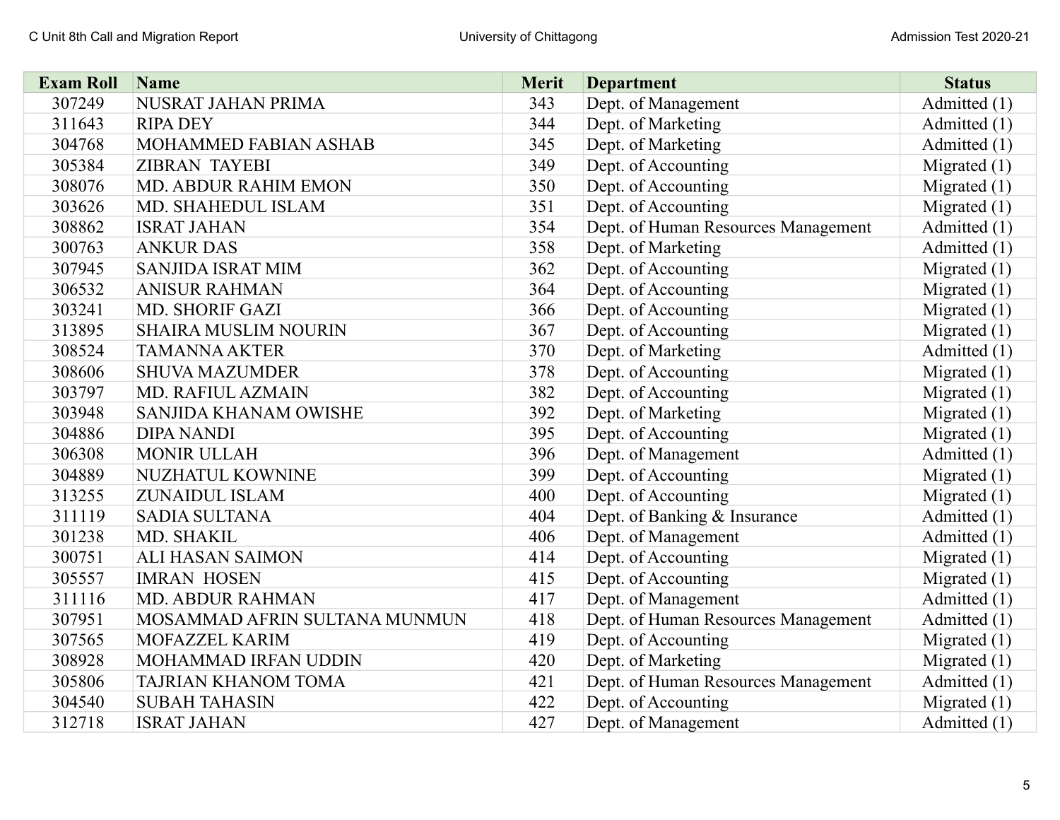| Exam Roll | Name | Merit | Department | Status |
|---|---|---|---|---|
| 307249 | NUSRAT JAHAN PRIMA | 343 | Dept. of Management | Admitted (1) |
| 311643 | RIPA DEY | 344 | Dept. of Marketing | Admitted (1) |
| 304768 | MOHAMMED FABIAN ASHAB | 345 | Dept. of Marketing | Admitted (1) |
| 305384 | ZIBRAN TAYEBI | 349 | Dept. of Accounting | Migrated (1) |
| 308076 | MD. ABDUR RAHIM EMON | 350 | Dept. of Accounting | Migrated (1) |
| 303626 | MD. SHAHEDUL ISLAM | 351 | Dept. of Accounting | Migrated (1) |
| 308862 | ISRAT JAHAN | 354 | Dept. of Human Resources Management | Admitted (1) |
| 300763 | ANKUR DAS | 358 | Dept. of Marketing | Admitted (1) |
| 307945 | SANJIDA ISRAT MIM | 362 | Dept. of Accounting | Migrated (1) |
| 306532 | ANISUR RAHMAN | 364 | Dept. of Accounting | Migrated (1) |
| 303241 | MD. SHORIF GAZI | 366 | Dept. of Accounting | Migrated (1) |
| 313895 | SHAIRA MUSLIM NOURIN | 367 | Dept. of Accounting | Migrated (1) |
| 308524 | TAMANNA AKTER | 370 | Dept. of Marketing | Admitted (1) |
| 308606 | SHUVA MAZUMDER | 378 | Dept. of Accounting | Migrated (1) |
| 303797 | MD. RAFIUL AZMAIN | 382 | Dept. of Accounting | Migrated (1) |
| 303948 | SANJIDA KHANAM OWISHE | 392 | Dept. of Marketing | Migrated (1) |
| 304886 | DIPA NANDI | 395 | Dept. of Accounting | Migrated (1) |
| 306308 | MONIR ULLAH | 396 | Dept. of Management | Admitted (1) |
| 304889 | NUZHATUL KOWNINE | 399 | Dept. of Accounting | Migrated (1) |
| 313255 | ZUNAIDUL ISLAM | 400 | Dept. of Accounting | Migrated (1) |
| 311119 | SADIA SULTANA | 404 | Dept. of Banking & Insurance | Admitted (1) |
| 301238 | MD. SHAKIL | 406 | Dept. of Management | Admitted (1) |
| 300751 | ALI HASAN SAIMON | 414 | Dept. of Accounting | Migrated (1) |
| 305557 | IMRAN HOSEN | 415 | Dept. of Accounting | Migrated (1) |
| 311116 | MD. ABDUR RAHMAN | 417 | Dept. of Management | Admitted (1) |
| 307951 | MOSAMMAD AFRIN SULTANA MUNMUN | 418 | Dept. of Human Resources Management | Admitted (1) |
| 307565 | MOFAZZEL KARIM | 419 | Dept. of Accounting | Migrated (1) |
| 308928 | MOHAMMAD IRFAN UDDIN | 420 | Dept. of Marketing | Migrated (1) |
| 305806 | TAJRIAN KHANOM TOMA | 421 | Dept. of Human Resources Management | Admitted (1) |
| 304540 | SUBAH TAHASIN | 422 | Dept. of Accounting | Migrated (1) |
| 312718 | ISRAT JAHAN | 427 | Dept. of Management | Admitted (1) |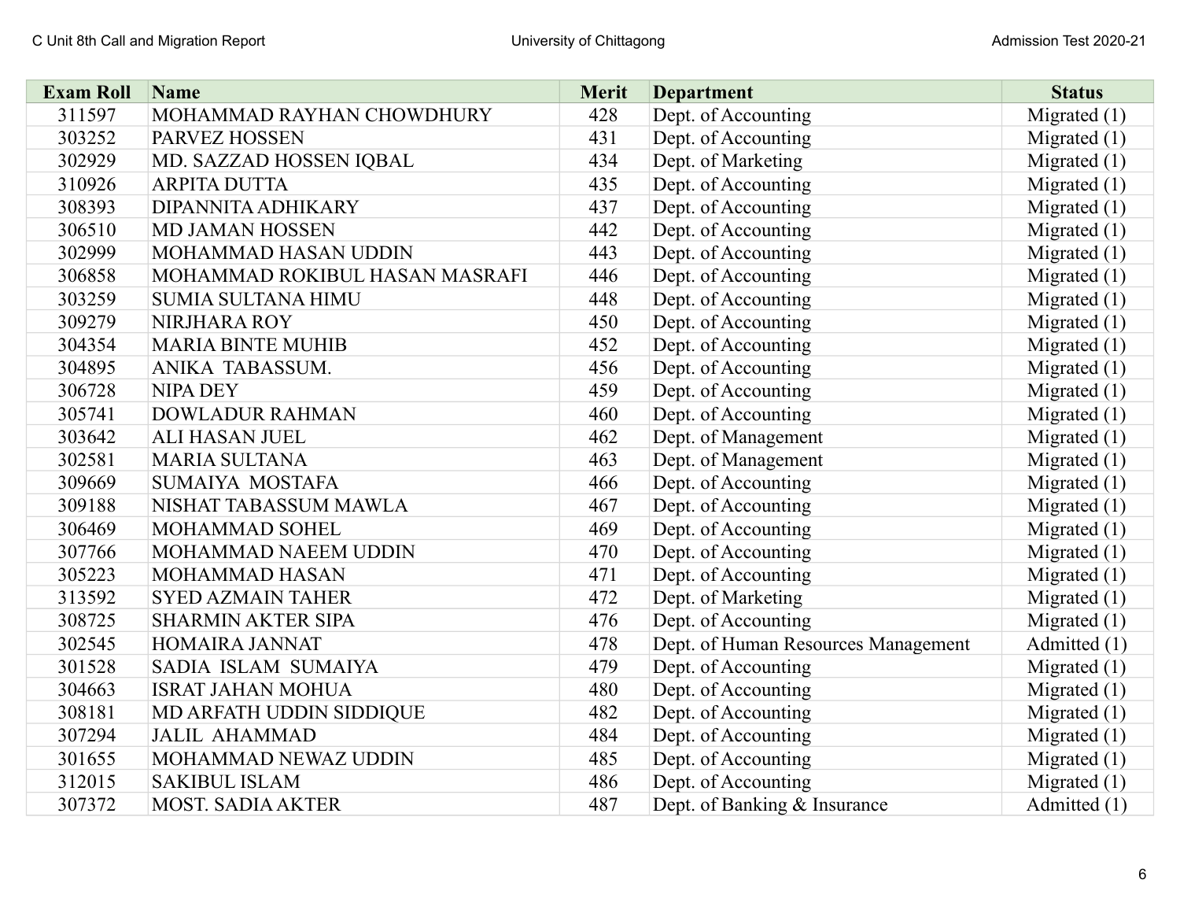| Exam Roll | Name | Merit | Department | Status |
|---|---|---|---|---|
| 311597 | MOHAMMAD RAYHAN CHOWDHURY | 428 | Dept. of Accounting | Migrated (1) |
| 303252 | PARVEZ HOSSEN | 431 | Dept. of Accounting | Migrated (1) |
| 302929 | MD. SAZZAD HOSSEN IQBAL | 434 | Dept. of Marketing | Migrated (1) |
| 310926 | ARPITA DUTTA | 435 | Dept. of Accounting | Migrated (1) |
| 308393 | DIPANNITA ADHIKARY | 437 | Dept. of Accounting | Migrated (1) |
| 306510 | MD JAMAN HOSSEN | 442 | Dept. of Accounting | Migrated (1) |
| 302999 | MOHAMMAD HASAN UDDIN | 443 | Dept. of Accounting | Migrated (1) |
| 306858 | MOHAMMAD ROKIBUL HASAN MASRAFI | 446 | Dept. of Accounting | Migrated (1) |
| 303259 | SUMIA SULTANA HIMU | 448 | Dept. of Accounting | Migrated (1) |
| 309279 | NIRJHARA ROY | 450 | Dept. of Accounting | Migrated (1) |
| 304354 | MARIA BINTE MUHIB | 452 | Dept. of Accounting | Migrated (1) |
| 304895 | ANIKA TABASSUM. | 456 | Dept. of Accounting | Migrated (1) |
| 306728 | NIPA DEY | 459 | Dept. of Accounting | Migrated (1) |
| 305741 | DOWLADUR RAHMAN | 460 | Dept. of Accounting | Migrated (1) |
| 303642 | ALI HASAN JUEL | 462 | Dept. of Management | Migrated (1) |
| 302581 | MARIA SULTANA | 463 | Dept. of Management | Migrated (1) |
| 309669 | SUMAIYA MOSTAFA | 466 | Dept. of Accounting | Migrated (1) |
| 309188 | NISHAT TABASSUM MAWLA | 467 | Dept. of Accounting | Migrated (1) |
| 306469 | MOHAMMAD SOHEL | 469 | Dept. of Accounting | Migrated (1) |
| 307766 | MOHAMMAD NAEEM UDDIN | 470 | Dept. of Accounting | Migrated (1) |
| 305223 | MOHAMMAD HASAN | 471 | Dept. of Accounting | Migrated (1) |
| 313592 | SYED AZMAIN TAHER | 472 | Dept. of Marketing | Migrated (1) |
| 308725 | SHARMIN AKTER SIPA | 476 | Dept. of Accounting | Migrated (1) |
| 302545 | HOMAIRA JANNAT | 478 | Dept. of Human Resources Management | Admitted (1) |
| 301528 | SADIA ISLAM SUMAIYA | 479 | Dept. of Accounting | Migrated (1) |
| 304663 | ISRAT JAHAN MOHUA | 480 | Dept. of Accounting | Migrated (1) |
| 308181 | MD ARFATH UDDIN SIDDIQUE | 482 | Dept. of Accounting | Migrated (1) |
| 307294 | JALIL AHAMMAD | 484 | Dept. of Accounting | Migrated (1) |
| 301655 | MOHAMMAD NEWAZ UDDIN | 485 | Dept. of Accounting | Migrated (1) |
| 312015 | SAKIBUL ISLAM | 486 | Dept. of Accounting | Migrated (1) |
| 307372 | MOST. SADIA AKTER | 487 | Dept. of Banking & Insurance | Admitted (1) |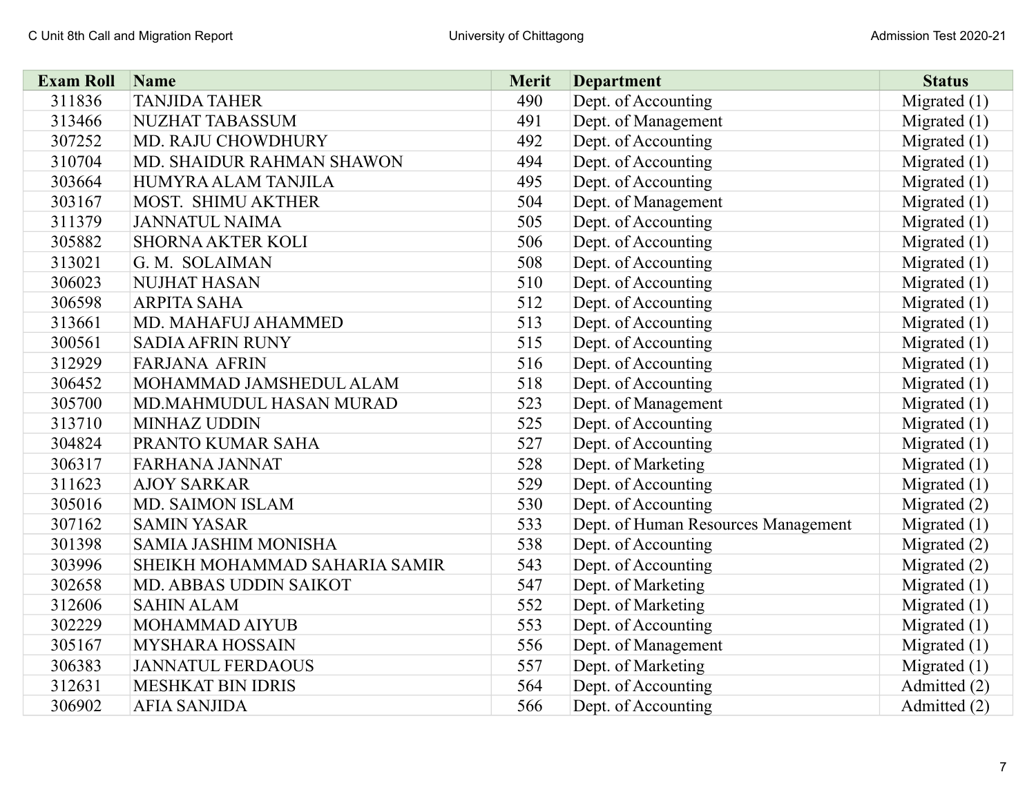| Exam Roll | Name | Merit | Department | Status |
|---|---|---|---|---|
| 311836 | TANJIDA TAHER | 490 | Dept. of Accounting | Migrated (1) |
| 313466 | NUZHAT TABASSUM | 491 | Dept. of Management | Migrated (1) |
| 307252 | MD. RAJU CHOWDHURY | 492 | Dept. of Accounting | Migrated (1) |
| 310704 | MD. SHAIDUR RAHMAN SHAWON | 494 | Dept. of Accounting | Migrated (1) |
| 303664 | HUMYRA ALAM TANJILA | 495 | Dept. of Accounting | Migrated (1) |
| 303167 | MOST. SHIMU AKTHER | 504 | Dept. of Management | Migrated (1) |
| 311379 | JANNATUL NAIMA | 505 | Dept. of Accounting | Migrated (1) |
| 305882 | SHORNA AKTER KOLI | 506 | Dept. of Accounting | Migrated (1) |
| 313021 | G. M. SOLAIMAN | 508 | Dept. of Accounting | Migrated (1) |
| 306023 | NUJHAT HASAN | 510 | Dept. of Accounting | Migrated (1) |
| 306598 | ARPITA SAHA | 512 | Dept. of Accounting | Migrated (1) |
| 313661 | MD. MAHAFUJ AHAMMED | 513 | Dept. of Accounting | Migrated (1) |
| 300561 | SADIA AFRIN RUNY | 515 | Dept. of Accounting | Migrated (1) |
| 312929 | FARJANA AFRIN | 516 | Dept. of Accounting | Migrated (1) |
| 306452 | MOHAMMAD JAMSHEDUL ALAM | 518 | Dept. of Accounting | Migrated (1) |
| 305700 | MD.MAHMUDUL HASAN MURAD | 523 | Dept. of Management | Migrated (1) |
| 313710 | MINHAZ UDDIN | 525 | Dept. of Accounting | Migrated (1) |
| 304824 | PRANTO KUMAR SAHA | 527 | Dept. of Accounting | Migrated (1) |
| 306317 | FARHANA JANNAT | 528 | Dept. of Marketing | Migrated (1) |
| 311623 | AJOY SARKAR | 529 | Dept. of Accounting | Migrated (1) |
| 305016 | MD. SAIMON ISLAM | 530 | Dept. of Accounting | Migrated (2) |
| 307162 | SAMIN YASAR | 533 | Dept. of Human Resources Management | Migrated (1) |
| 301398 | SAMIA JASHIM MONISHA | 538 | Dept. of Accounting | Migrated (2) |
| 303996 | SHEIKH MOHAMMAD SAHARIA SAMIR | 543 | Dept. of Accounting | Migrated (2) |
| 302658 | MD. ABBAS UDDIN SAIKOT | 547 | Dept. of Marketing | Migrated (1) |
| 312606 | SAHIN ALAM | 552 | Dept. of Marketing | Migrated (1) |
| 302229 | MOHAMMAD AIYUB | 553 | Dept. of Accounting | Migrated (1) |
| 305167 | MYSHARA HOSSAIN | 556 | Dept. of Management | Migrated (1) |
| 306383 | JANNATUL FERDAOUS | 557 | Dept. of Marketing | Migrated (1) |
| 312631 | MESHKAT BIN IDRIS | 564 | Dept. of Accounting | Admitted (2) |
| 306902 | AFIA SANJIDA | 566 | Dept. of Accounting | Admitted (2) |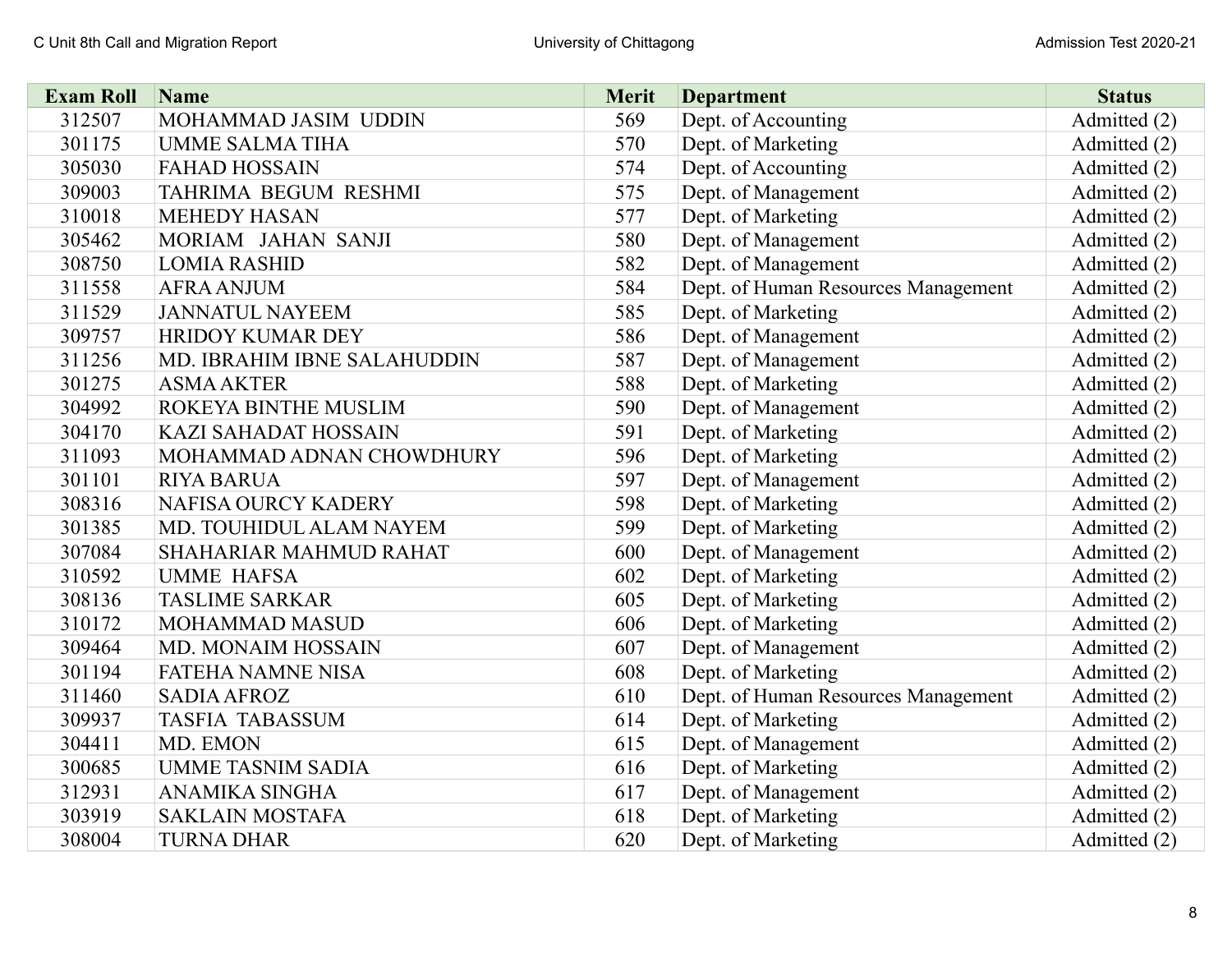| Exam Roll | Name | Merit | Department | Status |
|---|---|---|---|---|
| 312507 | MOHAMMAD JASIM UDDIN | 569 | Dept. of Accounting | Admitted (2) |
| 301175 | UMME SALMA TIHA | 570 | Dept. of Marketing | Admitted (2) |
| 305030 | FAHAD HOSSAIN | 574 | Dept. of Accounting | Admitted (2) |
| 309003 | TAHRIMA BEGUM RESHMI | 575 | Dept. of Management | Admitted (2) |
| 310018 | MEHEDY HASAN | 577 | Dept. of Marketing | Admitted (2) |
| 305462 | MORIAM JAHAN SANJI | 580 | Dept. of Management | Admitted (2) |
| 308750 | LOMIA RASHID | 582 | Dept. of Management | Admitted (2) |
| 311558 | AFRA ANJUM | 584 | Dept. of Human Resources Management | Admitted (2) |
| 311529 | JANNATUL NAYEEM | 585 | Dept. of Marketing | Admitted (2) |
| 309757 | HRIDOY KUMAR DEY | 586 | Dept. of Management | Admitted (2) |
| 311256 | MD. IBRAHIM IBNE SALAHUDDIN | 587 | Dept. of Management | Admitted (2) |
| 301275 | ASMA AKTER | 588 | Dept. of Marketing | Admitted (2) |
| 304992 | ROKEYA BINTHE MUSLIM | 590 | Dept. of Management | Admitted (2) |
| 304170 | KAZI SAHADAT HOSSAIN | 591 | Dept. of Marketing | Admitted (2) |
| 311093 | MOHAMMAD ADNAN CHOWDHURY | 596 | Dept. of Marketing | Admitted (2) |
| 301101 | RIYA BARUA | 597 | Dept. of Management | Admitted (2) |
| 308316 | NAFISA OURCY KADERY | 598 | Dept. of Marketing | Admitted (2) |
| 301385 | MD. TOUHIDUL ALAM NAYEM | 599 | Dept. of Marketing | Admitted (2) |
| 307084 | SHAHARIAR MAHMUD RAHAT | 600 | Dept. of Management | Admitted (2) |
| 310592 | UMME HAFSA | 602 | Dept. of Marketing | Admitted (2) |
| 308136 | TASLIME SARKAR | 605 | Dept. of Marketing | Admitted (2) |
| 310172 | MOHAMMAD MASUD | 606 | Dept. of Marketing | Admitted (2) |
| 309464 | MD. MONAIM HOSSAIN | 607 | Dept. of Management | Admitted (2) |
| 301194 | FATEHA NAMNE NISA | 608 | Dept. of Marketing | Admitted (2) |
| 311460 | SADIA AFROZ | 610 | Dept. of Human Resources Management | Admitted (2) |
| 309937 | TASFIA TABASSUM | 614 | Dept. of Marketing | Admitted (2) |
| 304411 | MD. EMON | 615 | Dept. of Management | Admitted (2) |
| 300685 | UMME TASNIM SADIA | 616 | Dept. of Marketing | Admitted (2) |
| 312931 | ANAMIKA SINGHA | 617 | Dept. of Management | Admitted (2) |
| 303919 | SAKLAIN MOSTAFA | 618 | Dept. of Marketing | Admitted (2) |
| 308004 | TURNA DHAR | 620 | Dept. of Marketing | Admitted (2) |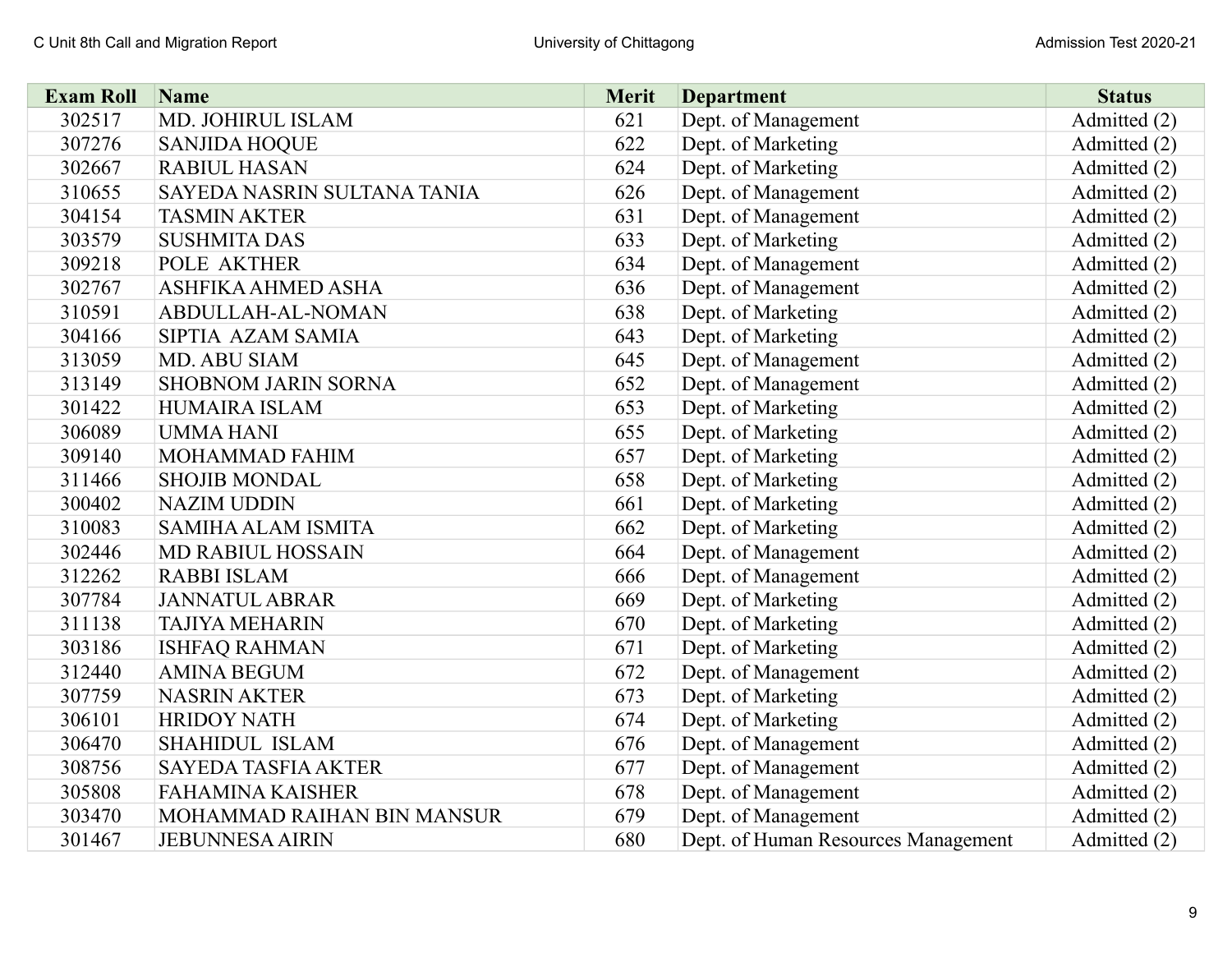| Exam Roll | Name | Merit | Department | Status |
|---|---|---|---|---|
| 302517 | MD. JOHIRUL ISLAM | 621 | Dept. of Management | Admitted (2) |
| 307276 | SANJIDA HOQUE | 622 | Dept. of Marketing | Admitted (2) |
| 302667 | RABIUL HASAN | 624 | Dept. of Marketing | Admitted (2) |
| 310655 | SAYEDA NASRIN SULTANA TANIA | 626 | Dept. of Management | Admitted (2) |
| 304154 | TASMIN AKTER | 631 | Dept. of Management | Admitted (2) |
| 303579 | SUSHMITA DAS | 633 | Dept. of Marketing | Admitted (2) |
| 309218 | POLE  AKTHER | 634 | Dept. of Management | Admitted (2) |
| 302767 | ASHFIKA AHMED ASHA | 636 | Dept. of Management | Admitted (2) |
| 310591 | ABDULLAH-AL-NOMAN | 638 | Dept. of Marketing | Admitted (2) |
| 304166 | SIPTIA  AZAM SAMIA | 643 | Dept. of Marketing | Admitted (2) |
| 313059 | MD. ABU SIAM | 645 | Dept. of Management | Admitted (2) |
| 313149 | SHOBNOM JARIN SORNA | 652 | Dept. of Management | Admitted (2) |
| 301422 | HUMAIRA ISLAM | 653 | Dept. of Marketing | Admitted (2) |
| 306089 | UMMA HANI | 655 | Dept. of Marketing | Admitted (2) |
| 309140 | MOHAMMAD FAHIM | 657 | Dept. of Marketing | Admitted (2) |
| 311466 | SHOJIB MONDAL | 658 | Dept. of Marketing | Admitted (2) |
| 300402 | NAZIM UDDIN | 661 | Dept. of Marketing | Admitted (2) |
| 310083 | SAMIHA ALAM ISMITA | 662 | Dept. of Marketing | Admitted (2) |
| 302446 | MD RABIUL HOSSAIN | 664 | Dept. of Management | Admitted (2) |
| 312262 | RABBI ISLAM | 666 | Dept. of Management | Admitted (2) |
| 307784 | JANNATUL ABRAR | 669 | Dept. of Marketing | Admitted (2) |
| 311138 | TAJIYA MEHARIN | 670 | Dept. of Marketing | Admitted (2) |
| 303186 | ISHFAQ RAHMAN | 671 | Dept. of Marketing | Admitted (2) |
| 312440 | AMINA BEGUM | 672 | Dept. of Management | Admitted (2) |
| 307759 | NASRIN AKTER | 673 | Dept. of Marketing | Admitted (2) |
| 306101 | HRIDOY NATH | 674 | Dept. of Marketing | Admitted (2) |
| 306470 | SHAHIDUL  ISLAM | 676 | Dept. of Management | Admitted (2) |
| 308756 | SAYEDA TASFIA AKTER | 677 | Dept. of Management | Admitted (2) |
| 305808 | FAHAMINA KAISHER | 678 | Dept. of Management | Admitted (2) |
| 303470 | MOHAMMAD RAIHAN BIN MANSUR | 679 | Dept. of Management | Admitted (2) |
| 301467 | JEBUNNESA AIRIN | 680 | Dept. of Human Resources Management | Admitted (2) |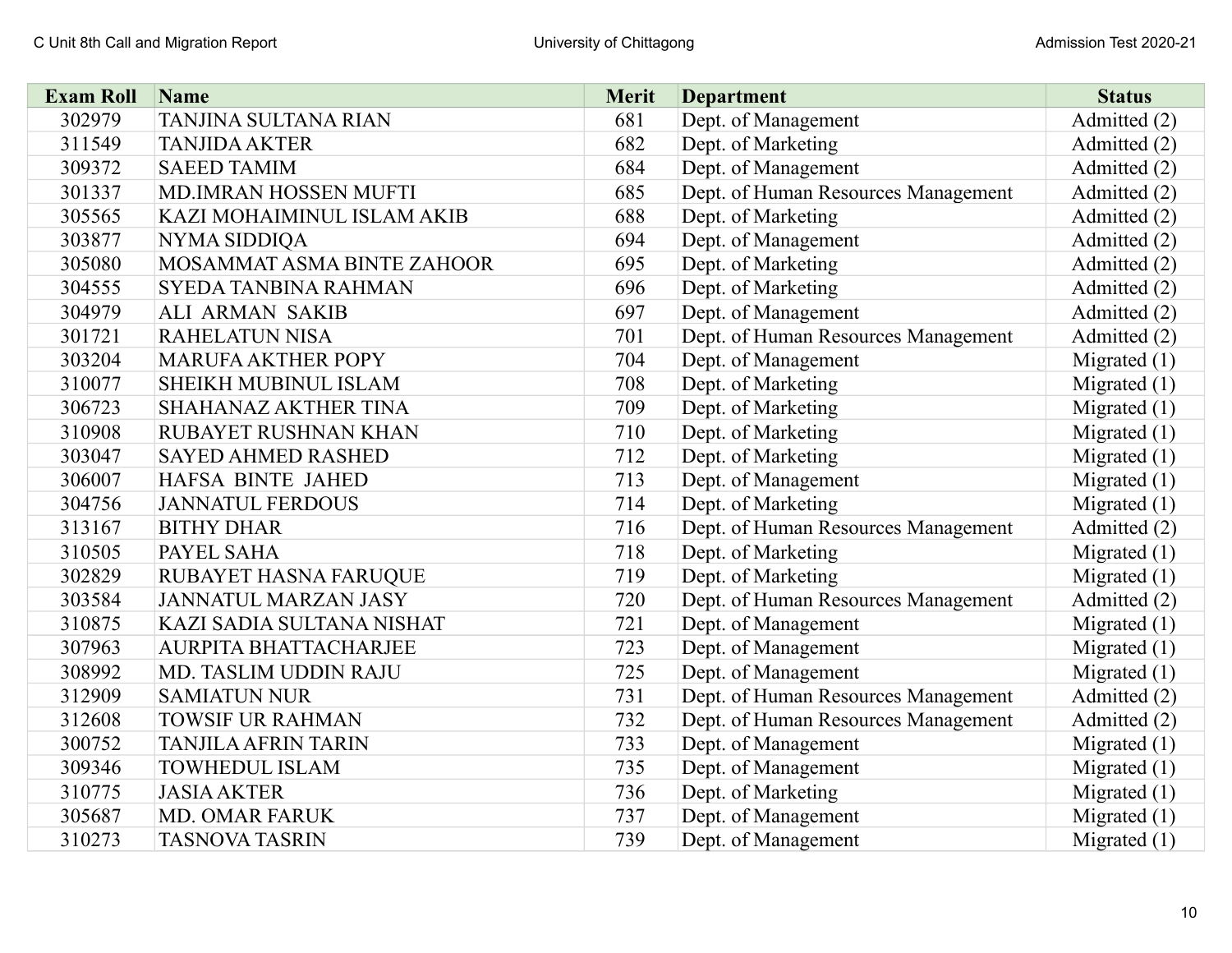| Exam Roll | Name | Merit | Department | Status |
| --- | --- | --- | --- | --- |
| 302979 | TANJINA SULTANA RIAN | 681 | Dept. of Management | Admitted (2) |
| 311549 | TANJIDA AKTER | 682 | Dept. of Marketing | Admitted (2) |
| 309372 | SAEED TAMIM | 684 | Dept. of Management | Admitted (2) |
| 301337 | MD.IMRAN HOSSEN MUFTI | 685 | Dept. of Human Resources Management | Admitted (2) |
| 305565 | KAZI MOHAIMINUL ISLAM AKIB | 688 | Dept. of Marketing | Admitted (2) |
| 303877 | NYMA SIDDIQA | 694 | Dept. of Management | Admitted (2) |
| 305080 | MOSAMMAT ASMA BINTE ZAHOOR | 695 | Dept. of Marketing | Admitted (2) |
| 304555 | SYEDA TANBINA RAHMAN | 696 | Dept. of Marketing | Admitted (2) |
| 304979 | ALI ARMAN SAKIB | 697 | Dept. of Management | Admitted (2) |
| 301721 | RAHELATUN NISA | 701 | Dept. of Human Resources Management | Admitted (2) |
| 303204 | MARUFA AKTHER POPY | 704 | Dept. of Management | Migrated (1) |
| 310077 | SHEIKH MUBINUL ISLAM | 708 | Dept. of Marketing | Migrated (1) |
| 306723 | SHAHANAZ AKTHER TINA | 709 | Dept. of Marketing | Migrated (1) |
| 310908 | RUBAYET RUSHNAN KHAN | 710 | Dept. of Marketing | Migrated (1) |
| 303047 | SAYED AHMED RASHED | 712 | Dept. of Marketing | Migrated (1) |
| 306007 | HAFSA BINTE JAHED | 713 | Dept. of Management | Migrated (1) |
| 304756 | JANNATUL FERDOUS | 714 | Dept. of Marketing | Migrated (1) |
| 313167 | BITHY DHAR | 716 | Dept. of Human Resources Management | Admitted (2) |
| 310505 | PAYEL SAHA | 718 | Dept. of Marketing | Migrated (1) |
| 302829 | RUBAYET HASNA FARUQUE | 719 | Dept. of Marketing | Migrated (1) |
| 303584 | JANNATUL MARZAN JASY | 720 | Dept. of Human Resources Management | Admitted (2) |
| 310875 | KAZI SADIA SULTANA NISHAT | 721 | Dept. of Management | Migrated (1) |
| 307963 | AURPITA BHATTACHARJEE | 723 | Dept. of Management | Migrated (1) |
| 308992 | MD. TASLIM UDDIN RAJU | 725 | Dept. of Management | Migrated (1) |
| 312909 | SAMIATUN NUR | 731 | Dept. of Human Resources Management | Admitted (2) |
| 312608 | TOWSIF UR RAHMAN | 732 | Dept. of Human Resources Management | Admitted (2) |
| 300752 | TANJILA AFRIN TARIN | 733 | Dept. of Management | Migrated (1) |
| 309346 | TOWHEDUL ISLAM | 735 | Dept. of Management | Migrated (1) |
| 310775 | JASIA AKTER | 736 | Dept. of Marketing | Migrated (1) |
| 305687 | MD. OMAR FARUK | 737 | Dept. of Management | Migrated (1) |
| 310273 | TASNOVA TASRIN | 739 | Dept. of Management | Migrated (1) |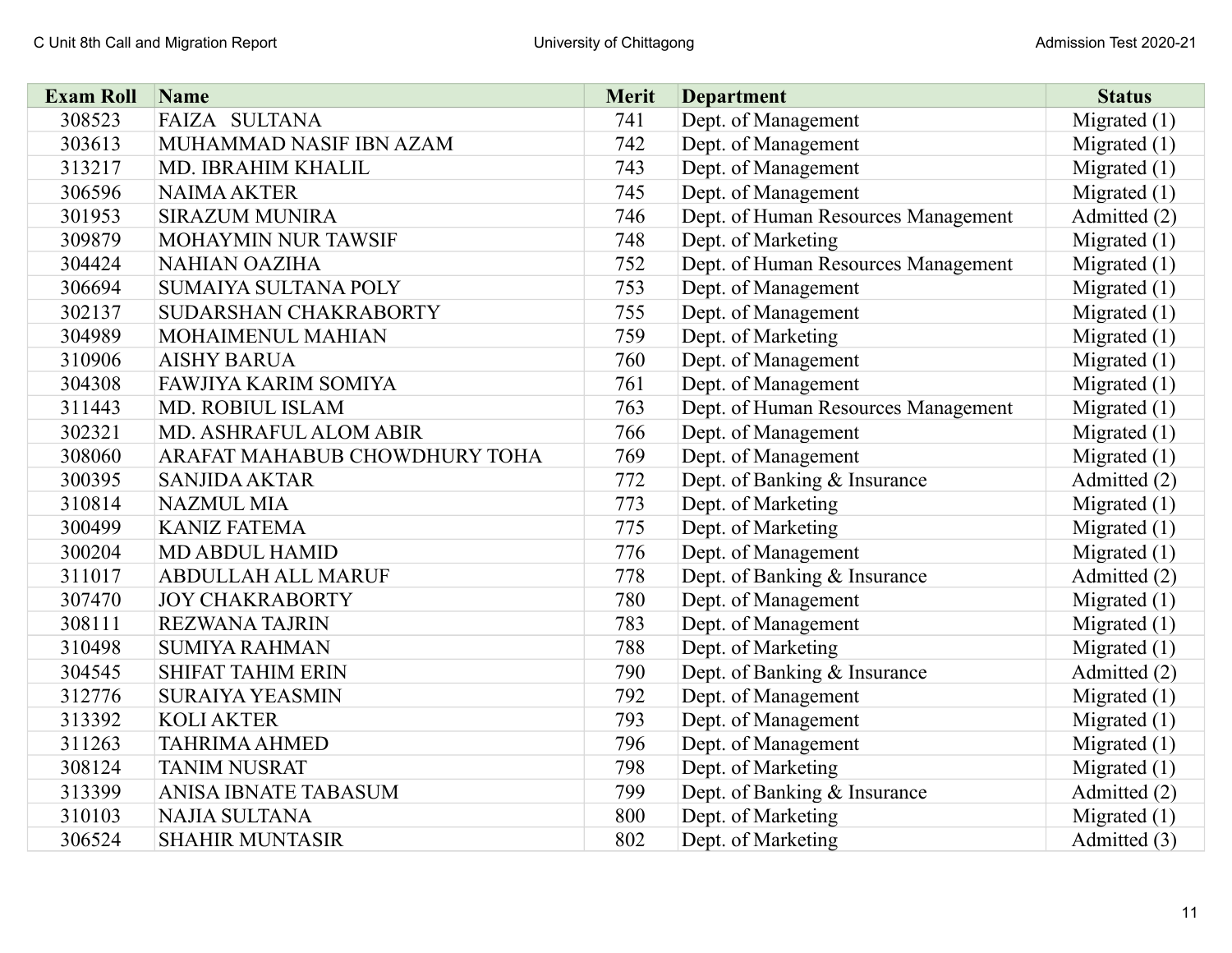| Exam Roll | Name | Merit | Department | Status |
|---|---|---|---|---|
| 308523 | FAIZA SULTANA | 741 | Dept. of Management | Migrated (1) |
| 303613 | MUHAMMAD NASIF IBN AZAM | 742 | Dept. of Management | Migrated (1) |
| 313217 | MD. IBRAHIM KHALIL | 743 | Dept. of Management | Migrated (1) |
| 306596 | NAIMA AKTER | 745 | Dept. of Management | Migrated (1) |
| 301953 | SIRAZUM MUNIRA | 746 | Dept. of Human Resources Management | Admitted (2) |
| 309879 | MOHAYMIN NUR TAWSIF | 748 | Dept. of Marketing | Migrated (1) |
| 304424 | NAHIAN OAZIHA | 752 | Dept. of Human Resources Management | Migrated (1) |
| 306694 | SUMAIYA SULTANA POLY | 753 | Dept. of Management | Migrated (1) |
| 302137 | SUDARSHAN CHAKRABORTY | 755 | Dept. of Management | Migrated (1) |
| 304989 | MOHAIMENUL MAHIAN | 759 | Dept. of Marketing | Migrated (1) |
| 310906 | AISHY BARUA | 760 | Dept. of Management | Migrated (1) |
| 304308 | FAWJIYA KARIM SOMIYA | 761 | Dept. of Management | Migrated (1) |
| 311443 | MD. ROBIUL ISLAM | 763 | Dept. of Human Resources Management | Migrated (1) |
| 302321 | MD. ASHRAFUL ALOM ABIR | 766 | Dept. of Management | Migrated (1) |
| 308060 | ARAFAT MAHABUB CHOWDHURY TOHA | 769 | Dept. of Management | Migrated (1) |
| 300395 | SANJIDA AKTAR | 772 | Dept. of Banking & Insurance | Admitted (2) |
| 310814 | NAZMUL MIA | 773 | Dept. of Marketing | Migrated (1) |
| 300499 | KANIZ FATEMA | 775 | Dept. of Marketing | Migrated (1) |
| 300204 | MD ABDUL HAMID | 776 | Dept. of Management | Migrated (1) |
| 311017 | ABDULLAH ALL MARUF | 778 | Dept. of Banking & Insurance | Admitted (2) |
| 307470 | JOY CHAKRABORTY | 780 | Dept. of Management | Migrated (1) |
| 308111 | REZWANA TAJRIN | 783 | Dept. of Management | Migrated (1) |
| 310498 | SUMIYA RAHMAN | 788 | Dept. of Marketing | Migrated (1) |
| 304545 | SHIFAT TAHIM ERIN | 790 | Dept. of Banking & Insurance | Admitted (2) |
| 312776 | SURAIYA YEASMIN | 792 | Dept. of Management | Migrated (1) |
| 313392 | KOLI AKTER | 793 | Dept. of Management | Migrated (1) |
| 311263 | TAHRIMA AHMED | 796 | Dept. of Management | Migrated (1) |
| 308124 | TANIM NUSRAT | 798 | Dept. of Marketing | Migrated (1) |
| 313399 | ANISA IBNATE TABASUM | 799 | Dept. of Banking & Insurance | Admitted (2) |
| 310103 | NAJIA SULTANA | 800 | Dept. of Marketing | Migrated (1) |
| 306524 | SHAHIR MUNTASIR | 802 | Dept. of Marketing | Admitted (3) |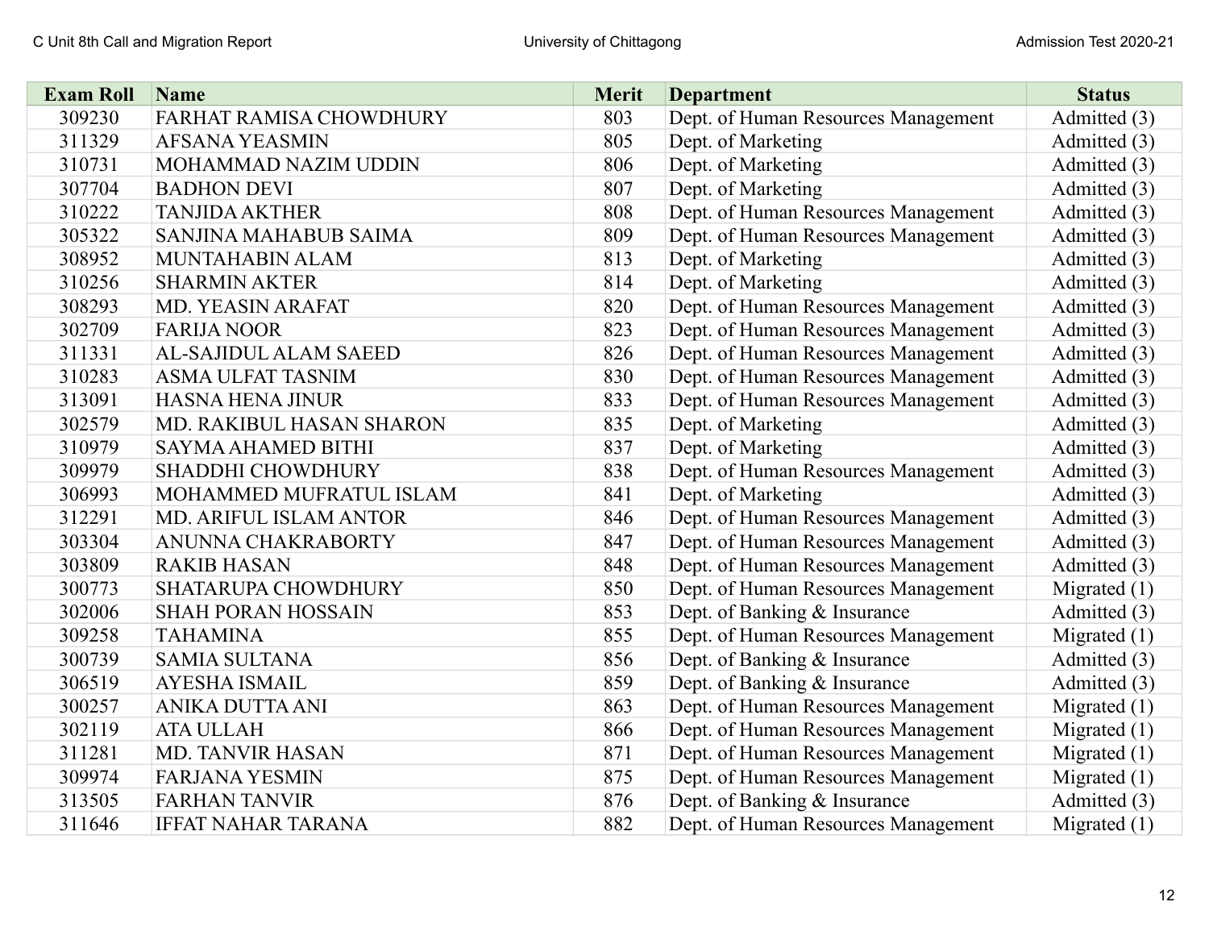| Exam Roll | Name | Merit | Department | Status |
| --- | --- | --- | --- | --- |
| 309230 | FARHAT RAMISA CHOWDHURY | 803 | Dept. of Human Resources Management | Admitted (3) |
| 311329 | AFSANA YEASMIN | 805 | Dept. of Marketing | Admitted (3) |
| 310731 | MOHAMMAD NAZIM UDDIN | 806 | Dept. of Marketing | Admitted (3) |
| 307704 | BADHON DEVI | 807 | Dept. of Marketing | Admitted (3) |
| 310222 | TANJIDA AKTHER | 808 | Dept. of Human Resources Management | Admitted (3) |
| 305322 | SANJINA MAHABUB SAIMA | 809 | Dept. of Human Resources Management | Admitted (3) |
| 308952 | MUNTAHABIN ALAM | 813 | Dept. of Marketing | Admitted (3) |
| 310256 | SHARMIN AKTER | 814 | Dept. of Marketing | Admitted (3) |
| 308293 | MD. YEASIN ARAFAT | 820 | Dept. of Human Resources Management | Admitted (3) |
| 302709 | FARIJA NOOR | 823 | Dept. of Human Resources Management | Admitted (3) |
| 311331 | AL-SAJIDUL ALAM SAEED | 826 | Dept. of Human Resources Management | Admitted (3) |
| 310283 | ASMA ULFAT TASNIM | 830 | Dept. of Human Resources Management | Admitted (3) |
| 313091 | HASNA HENA JINUR | 833 | Dept. of Human Resources Management | Admitted (3) |
| 302579 | MD. RAKIBUL HASAN SHARON | 835 | Dept. of Marketing | Admitted (3) |
| 310979 | SAYMA AHAMED BITHI | 837 | Dept. of Marketing | Admitted (3) |
| 309979 | SHADDHI CHOWDHURY | 838 | Dept. of Human Resources Management | Admitted (3) |
| 306993 | MOHAMMED MUFRATUL ISLAM | 841 | Dept. of Marketing | Admitted (3) |
| 312291 | MD. ARIFUL ISLAM ANTOR | 846 | Dept. of Human Resources Management | Admitted (3) |
| 303304 | ANUNNA CHAKRABORTY | 847 | Dept. of Human Resources Management | Admitted (3) |
| 303809 | RAKIB HASAN | 848 | Dept. of Human Resources Management | Admitted (3) |
| 300773 | SHATARUPA CHOWDHURY | 850 | Dept. of Human Resources Management | Migrated (1) |
| 302006 | SHAH PORAN HOSSAIN | 853 | Dept. of Banking & Insurance | Admitted (3) |
| 309258 | TAHAMINA | 855 | Dept. of Human Resources Management | Migrated (1) |
| 300739 | SAMIA SULTANA | 856 | Dept. of Banking & Insurance | Admitted (3) |
| 306519 | AYESHA ISMAIL | 859 | Dept. of Banking & Insurance | Admitted (3) |
| 300257 | ANIKA DUTTA ANI | 863 | Dept. of Human Resources Management | Migrated (1) |
| 302119 | ATA ULLAH | 866 | Dept. of Human Resources Management | Migrated (1) |
| 311281 | MD. TANVIR HASAN | 871 | Dept. of Human Resources Management | Migrated (1) |
| 309974 | FARJANA YESMIN | 875 | Dept. of Human Resources Management | Migrated (1) |
| 313505 | FARHAN TANVIR | 876 | Dept. of Banking & Insurance | Admitted (3) |
| 311646 | IFFAT NAHAR TARANA | 882 | Dept. of Human Resources Management | Migrated (1) |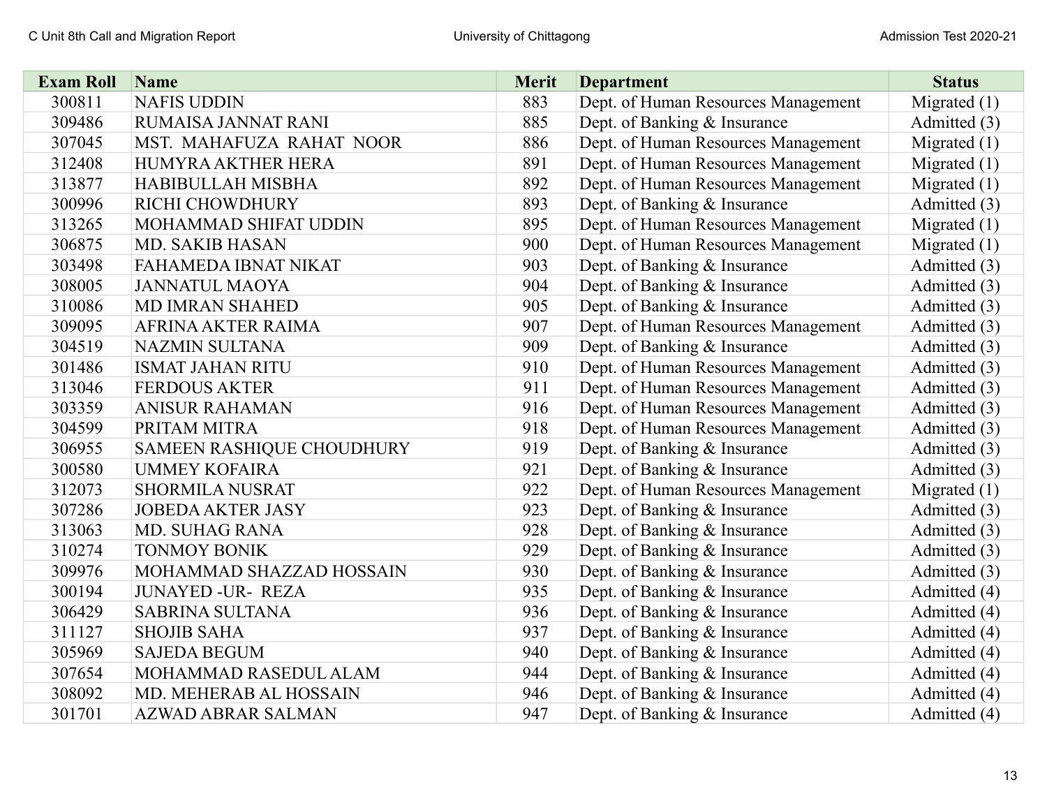| Exam Roll | Name | Merit | Department | Status |
|---|---|---|---|---|
| 300811 | NAFIS UDDIN | 883 | Dept. of Human Resources Management | Migrated (1) |
| 309486 | RUMAISA JANNAT RANI | 885 | Dept. of Banking & Insurance | Admitted (3) |
| 307045 | MST. MAHAFUZA RAHAT NOOR | 886 | Dept. of Human Resources Management | Migrated (1) |
| 312408 | HUMYRA AKTHER HERA | 891 | Dept. of Human Resources Management | Migrated (1) |
| 313877 | HABIBULLAH MISBHA | 892 | Dept. of Human Resources Management | Migrated (1) |
| 300996 | RICHI CHOWDHURY | 893 | Dept. of Banking & Insurance | Admitted (3) |
| 313265 | MOHAMMAD SHIFAT UDDIN | 895 | Dept. of Human Resources Management | Migrated (1) |
| 306875 | MD. SAKIB HASAN | 900 | Dept. of Human Resources Management | Migrated (1) |
| 303498 | FAHAMEDA IBNAT NIKAT | 903 | Dept. of Banking & Insurance | Admitted (3) |
| 308005 | JANNATUL MAOYA | 904 | Dept. of Banking & Insurance | Admitted (3) |
| 310086 | MD IMRAN SHAHED | 905 | Dept. of Banking & Insurance | Admitted (3) |
| 309095 | AFRINA AKTER RAIMA | 907 | Dept. of Human Resources Management | Admitted (3) |
| 304519 | NAZMIN SULTANA | 909 | Dept. of Banking & Insurance | Admitted (3) |
| 301486 | ISMAT JAHAN RITU | 910 | Dept. of Human Resources Management | Admitted (3) |
| 313046 | FERDOUS AKTER | 911 | Dept. of Human Resources Management | Admitted (3) |
| 303359 | ANISUR RAHAMAN | 916 | Dept. of Human Resources Management | Admitted (3) |
| 304599 | PRITAM MITRA | 918 | Dept. of Human Resources Management | Admitted (3) |
| 306955 | SAMEEN RASHIQUE CHOUDHURY | 919 | Dept. of Banking & Insurance | Admitted (3) |
| 300580 | UMMEY KOFAIRA | 921 | Dept. of Banking & Insurance | Admitted (3) |
| 312073 | SHORMILA NUSRAT | 922 | Dept. of Human Resources Management | Migrated (1) |
| 307286 | JOBEDA AKTER JASY | 923 | Dept. of Banking & Insurance | Admitted (3) |
| 313063 | MD. SUHAG RANA | 928 | Dept. of Banking & Insurance | Admitted (3) |
| 310274 | TONMOY BONIK | 929 | Dept. of Banking & Insurance | Admitted (3) |
| 309976 | MOHAMMAD SHAZZAD HOSSAIN | 930 | Dept. of Banking & Insurance | Admitted (3) |
| 300194 | JUNAYED -UR- REZA | 935 | Dept. of Banking & Insurance | Admitted (4) |
| 306429 | SABRINA SULTANA | 936 | Dept. of Banking & Insurance | Admitted (4) |
| 311127 | SHOJIB SAHA | 937 | Dept. of Banking & Insurance | Admitted (4) |
| 305969 | SAJEDA BEGUM | 940 | Dept. of Banking & Insurance | Admitted (4) |
| 307654 | MOHAMMAD RASEDUL ALAM | 944 | Dept. of Banking & Insurance | Admitted (4) |
| 308092 | MD. MEHERAB AL HOSSAIN | 946 | Dept. of Banking & Insurance | Admitted (4) |
| 301701 | AZWAD ABRAR SALMAN | 947 | Dept. of Banking & Insurance | Admitted (4) |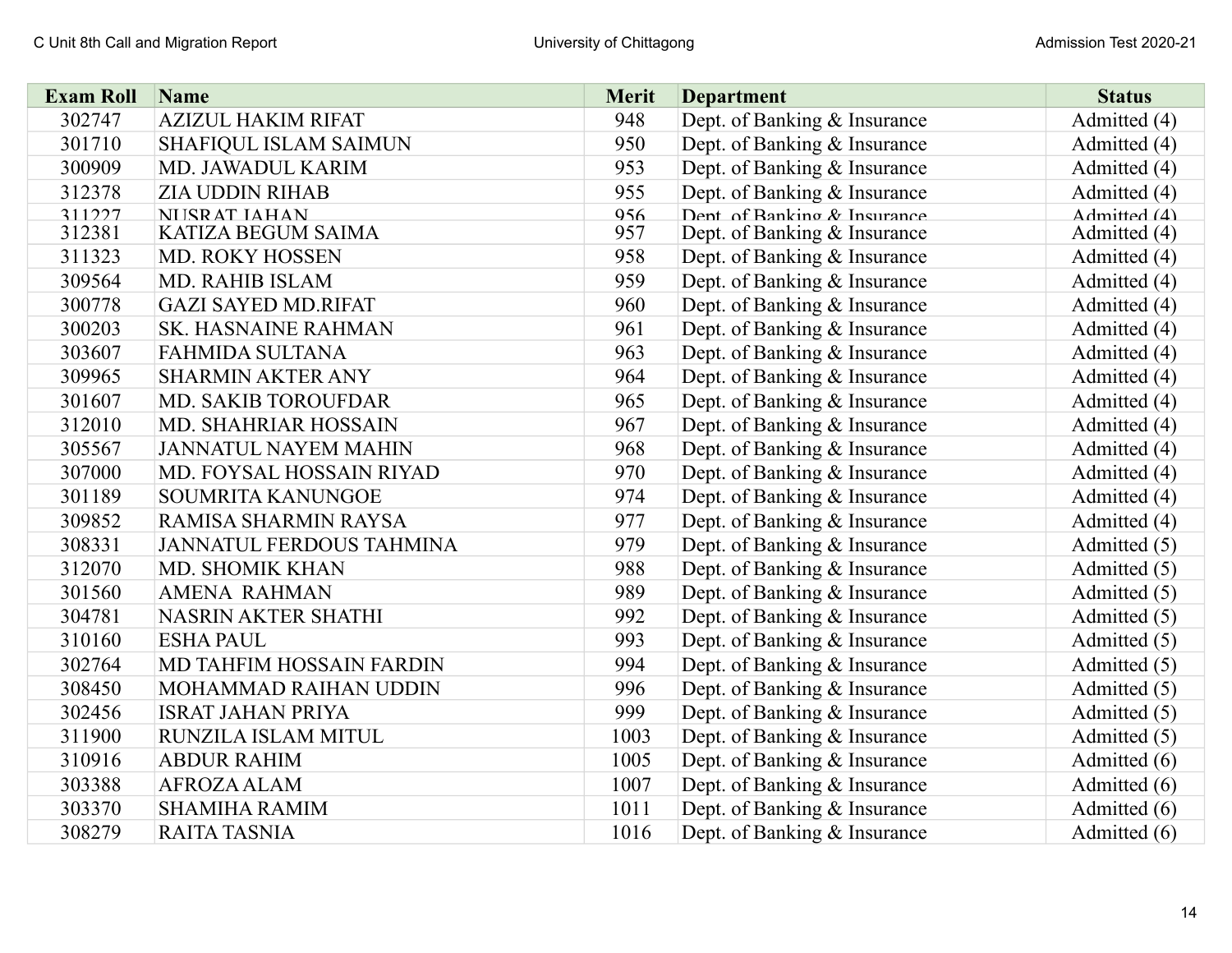| Exam Roll | Name | Merit | Department | Status |
|---|---|---|---|---|
| 302747 | AZIZUL HAKIM RIFAT | 948 | Dept. of Banking & Insurance | Admitted (4) |
| 301710 | SHAFIQUL ISLAM SAIMUN | 950 | Dept. of Banking & Insurance | Admitted (4) |
| 300909 | MD. JAWADUL KARIM | 953 | Dept. of Banking & Insurance | Admitted (4) |
| 312378 | ZIA UDDIN RIHAB | 955 | Dept. of Banking & Insurance | Admitted (4) |
| 311227 | NUSRAT JAHAN | 956 | Dept. of Banking & Insurance | Admitted (4) |
| 312381 | KATIZA BEGUM SAIMA | 957 | Dept. of Banking & Insurance | Admitted (4) |
| 311323 | MD. ROKY HOSSEN | 958 | Dept. of Banking & Insurance | Admitted (4) |
| 309564 | MD. RAHIB ISLAM | 959 | Dept. of Banking & Insurance | Admitted (4) |
| 300778 | GAZI SAYED MD.RIFAT | 960 | Dept. of Banking & Insurance | Admitted (4) |
| 300203 | SK. HASNAINE RAHMAN | 961 | Dept. of Banking & Insurance | Admitted (4) |
| 303607 | FAHMIDA SULTANA | 963 | Dept. of Banking & Insurance | Admitted (4) |
| 309965 | SHARMIN AKTER ANY | 964 | Dept. of Banking & Insurance | Admitted (4) |
| 301607 | MD. SAKIB TOROUFDAR | 965 | Dept. of Banking & Insurance | Admitted (4) |
| 312010 | MD. SHAHRIAR HOSSAIN | 967 | Dept. of Banking & Insurance | Admitted (4) |
| 305567 | JANNATUL NAYEM MAHIN | 968 | Dept. of Banking & Insurance | Admitted (4) |
| 307000 | MD. FOYSAL HOSSAIN RIYAD | 970 | Dept. of Banking & Insurance | Admitted (4) |
| 301189 | SOUMRITA KANUNGOE | 974 | Dept. of Banking & Insurance | Admitted (4) |
| 309852 | RAMISA SHARMIN RAYSA | 977 | Dept. of Banking & Insurance | Admitted (4) |
| 308331 | JANNATUL FERDOUS TAHMINA | 979 | Dept. of Banking & Insurance | Admitted (5) |
| 312070 | MD. SHOMIK KHAN | 988 | Dept. of Banking & Insurance | Admitted (5) |
| 301560 | AMENA RAHMAN | 989 | Dept. of Banking & Insurance | Admitted (5) |
| 304781 | NASRIN AKTER SHATHI | 992 | Dept. of Banking & Insurance | Admitted (5) |
| 310160 | ESHA PAUL | 993 | Dept. of Banking & Insurance | Admitted (5) |
| 302764 | MD TAHFIM HOSSAIN FARDIN | 994 | Dept. of Banking & Insurance | Admitted (5) |
| 308450 | MOHAMMAD RAIHAN UDDIN | 996 | Dept. of Banking & Insurance | Admitted (5) |
| 302456 | ISRAT JAHAN PRIYA | 999 | Dept. of Banking & Insurance | Admitted (5) |
| 311900 | RUNZILA ISLAM MITUL | 1003 | Dept. of Banking & Insurance | Admitted (5) |
| 310916 | ABDUR RAHIM | 1005 | Dept. of Banking & Insurance | Admitted (6) |
| 303388 | AFROZA ALAM | 1007 | Dept. of Banking & Insurance | Admitted (6) |
| 303370 | SHAMIHA RAMIM | 1011 | Dept. of Banking & Insurance | Admitted (6) |
| 308279 | RAITA TASNIA | 1016 | Dept. of Banking & Insurance | Admitted (6) |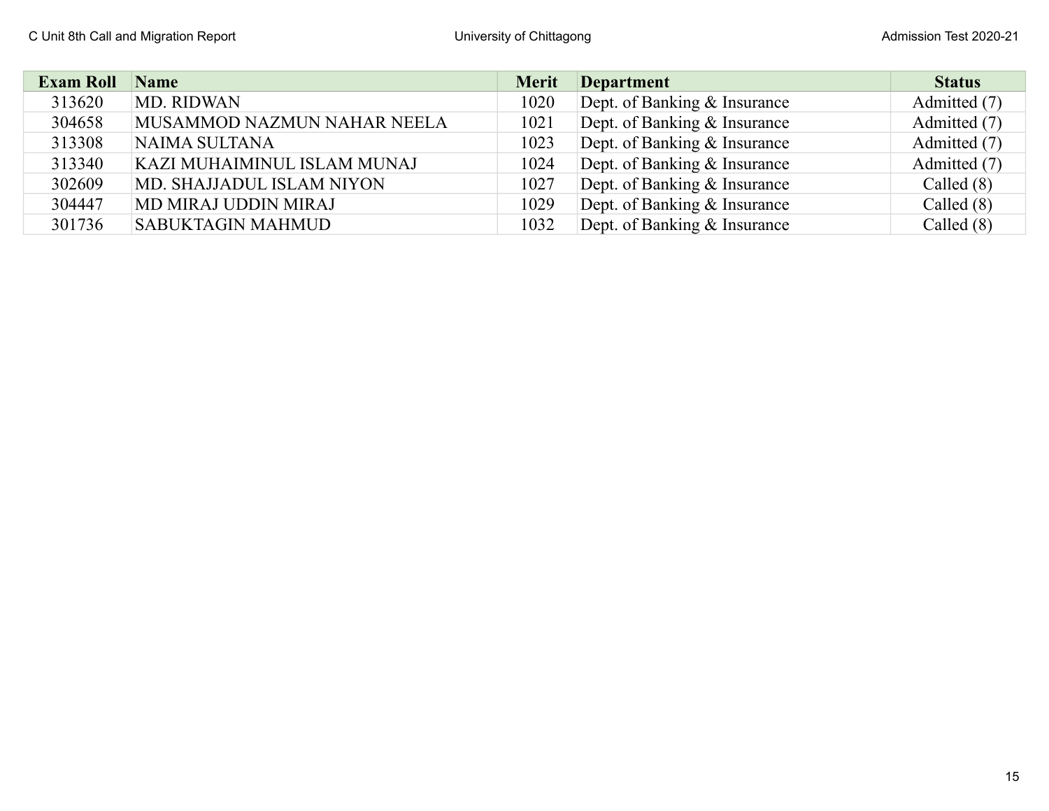| Exam Roll | Name | Merit | Department | Status |
| --- | --- | --- | --- | --- |
| 313620 | MD. RIDWAN | 1020 | Dept. of Banking & Insurance | Admitted (7) |
| 304658 | MUSAMMOD NAZMUN NAHAR NEELA | 1021 | Dept. of Banking & Insurance | Admitted (7) |
| 313308 | NAIMA SULTANA | 1023 | Dept. of Banking & Insurance | Admitted (7) |
| 313340 | KAZI MUHAIMINUL ISLAM MUNAJ | 1024 | Dept. of Banking & Insurance | Admitted (7) |
| 302609 | MD. SHAJJADUL ISLAM NIYON | 1027 | Dept. of Banking & Insurance | Called (8) |
| 304447 | MD MIRAJ UDDIN MIRAJ | 1029 | Dept. of Banking & Insurance | Called (8) |
| 301736 | SABUKTAGIN MAHMUD | 1032 | Dept. of Banking & Insurance | Called (8) |